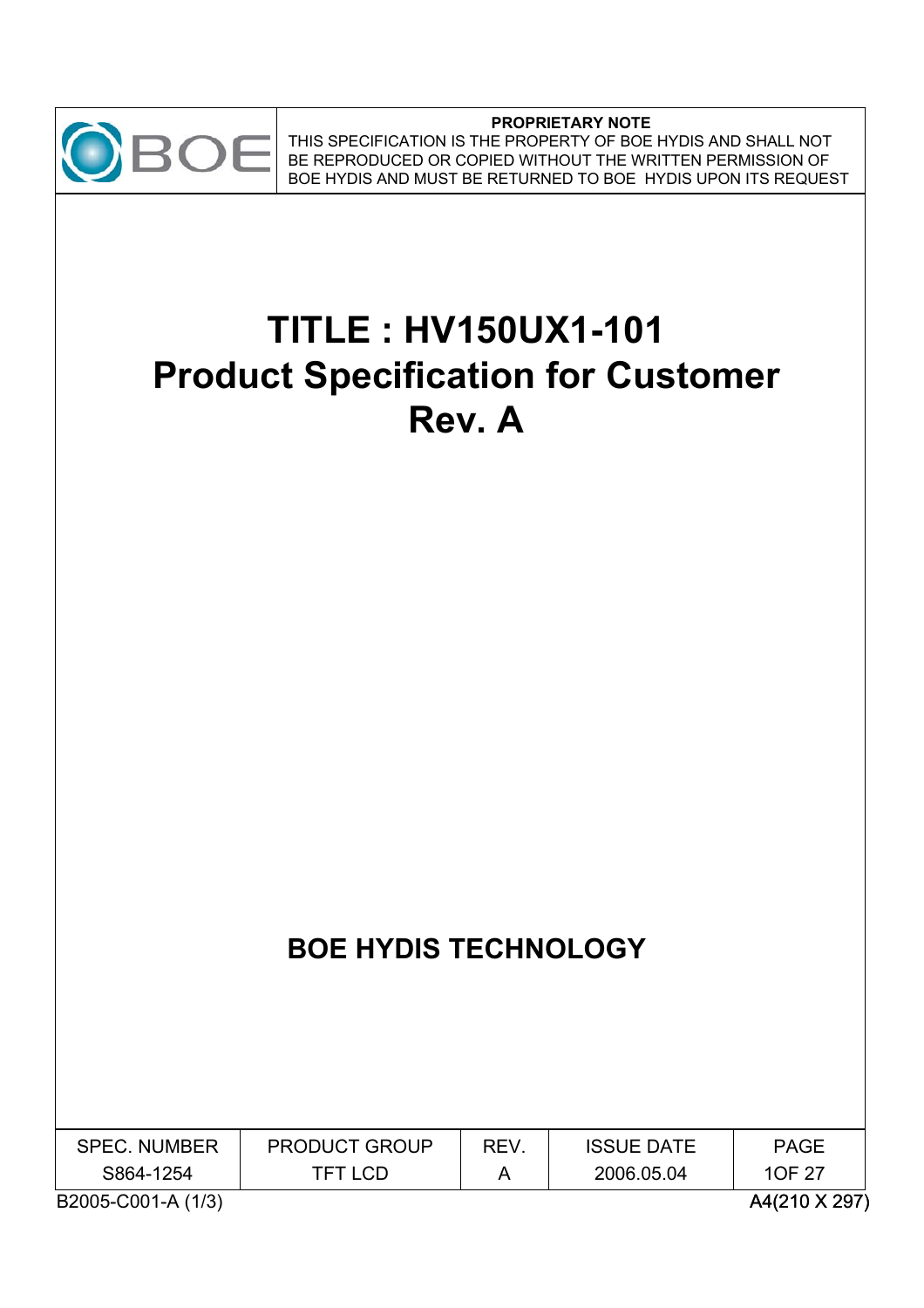**PROPRIETARY NOTE**

THIS SPECIFICATION IS THE PROPERTY OF BOE HYDIS AND SHALL NOT BE REPRODUCED OR COPIED WITHOUT THE WRITTEN PERMISSION OF BOE HYDIS AND MUST BE RETURNED TO BOE HYDIS UPON ITS REQUEST

# TITLE : HV150UX1-101
# Product Specification for Customer
# Rev. A

## BOE HYDIS TECHNOLOGY

| SPEC. NUMBER | PRODUCT GROUP | REV. | ISSUE DATE | PAGE |
|---|---|---|---|---|
| S864-1254 | TFT LCD | A | 2006.05.04 | 1OF 27 |

B2005-C001-A (1/3)

A4(210 X 297)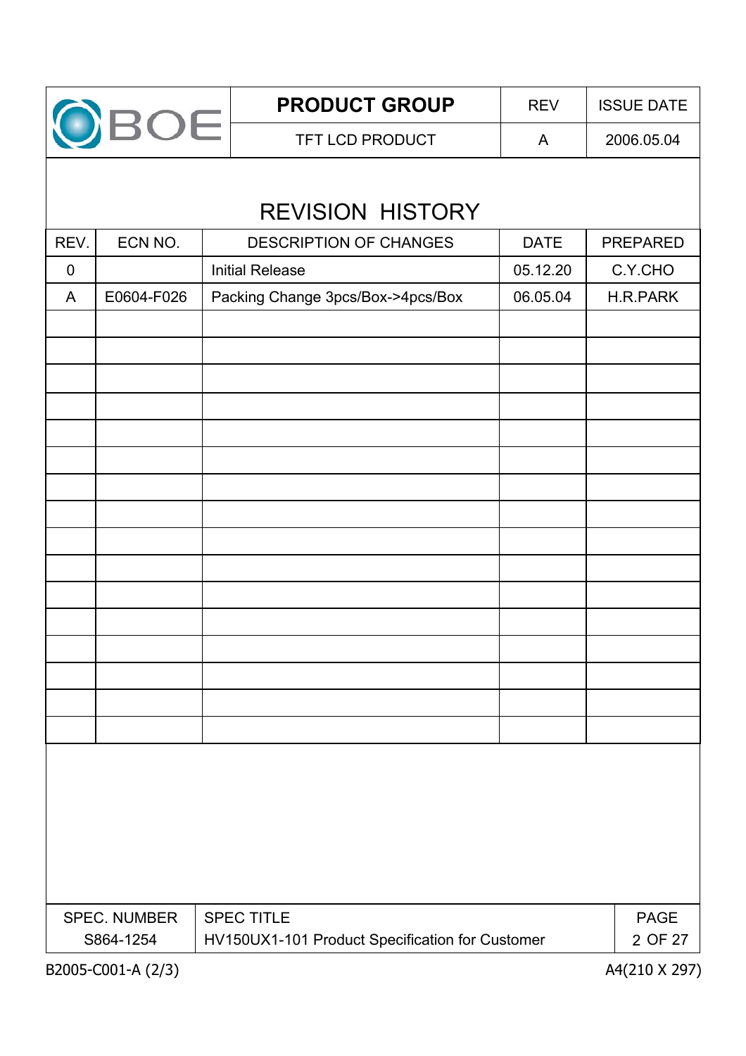# REVISION HISTORY

| REV. | ECN NO. | DESCRIPTION OF CHANGES | DATE | PREPARED |
|---|---|---|---|---|
| 0 | | Initial Release | 05.12.20 | C.Y.CHO |
| A | E0604-F026 | Packing Change 3pcs/Box->4pcs/Box | 06.05.04 | H.R.PARK |
| | | | | |
| | | | | |
| | | | | |
| | | | | |
| | | | | |
| | | | | |
| | | | | |
| | | | | |
| | | | | |
| | | | | |
| | | | | |
| | | | | |
| | | | | |
| | | | | |
| | | | | |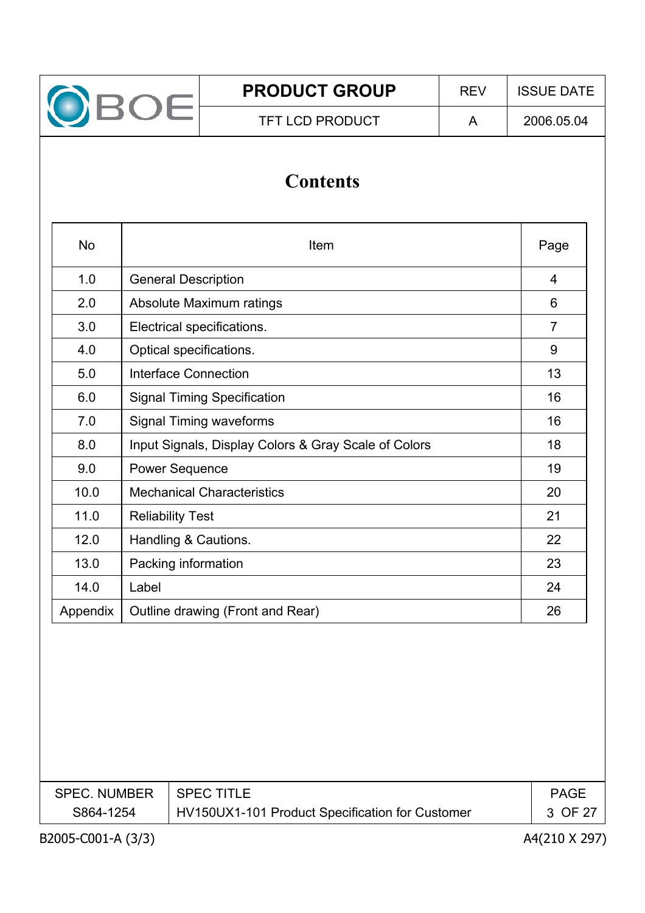# Contents

| No | Item | Page |
|---|---|---|
| 1.0 | General Description | 4 |
| 2.0 | Absolute Maximum ratings | 6 |
| 3.0 | Electrical specifications. | 7 |
| 4.0 | Optical specifications. | 9 |
| 5.0 | Interface Connection | 13 |
| 6.0 | Signal Timing Specification | 16 |
| 7.0 | Signal Timing waveforms | 16 |
| 8.0 | Input Signals, Display Colors & Gray Scale of Colors | 18 |
| 9.0 | Power Sequence | 19 |
| 10.0 | Mechanical Characteristics | 20 |
| 11.0 | Reliability Test | 21 |
| 12.0 | Handling & Cautions. | 22 |
| 13.0 | Packing information | 23 |
| 14.0 | Label | 24 |
| Appendix | Outline drawing (Front and Rear) | 26 |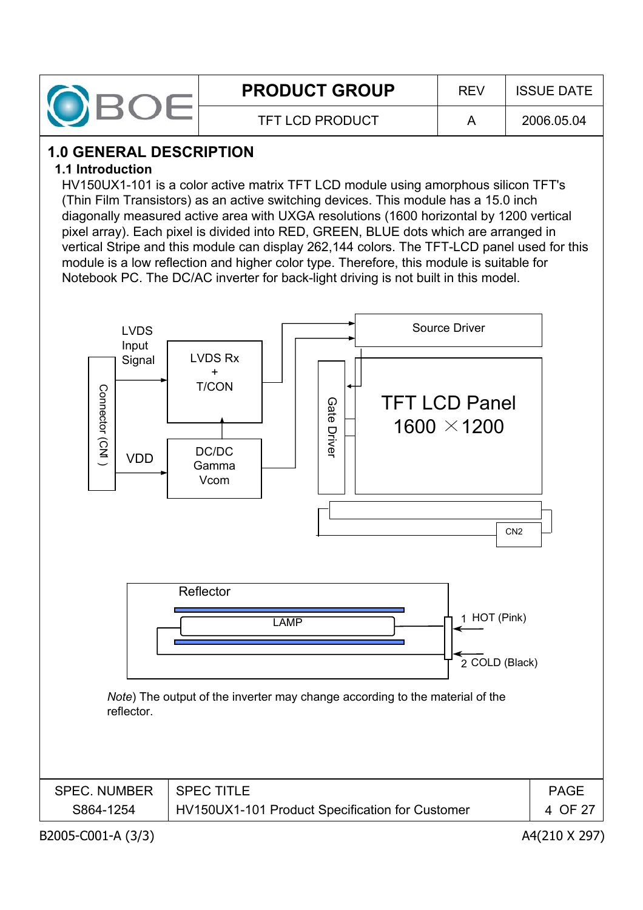# 1.0 GENERAL DESCRIPTION

## 1.1 Introduction

HV150UX1-101 is a color active matrix TFT LCD module using amorphous silicon TFT's (Thin Film Transistors) as an active switching devices. This module has a 15.0 inch diagonally measured active area with UXGA resolutions (1600 horizontal by 1200 vertical pixel array). Each pixel is divided into RED, GREEN, BLUE dots which are arranged in vertical Stripe and this module can display 262,144 colors. The TFT-LCD panel used for this module is a low reflection and higher color type. Therefore, this module is suitable for Notebook PC. The DC/AC inverter for back-light driving is not built in this model.

LVDS Input Signal

Connector (CN1)

VDD

LVDS Rx + T/CON

DC/DC Gamma Vcom

Source Driver

Gate Driver

TFT LCD Panel 1600 × 1200

CN2

Reflector

LAMP

1 HOT (Pink)

2 COLD (Black)

*Note*) The output of the inverter may change according to the material of the reflector.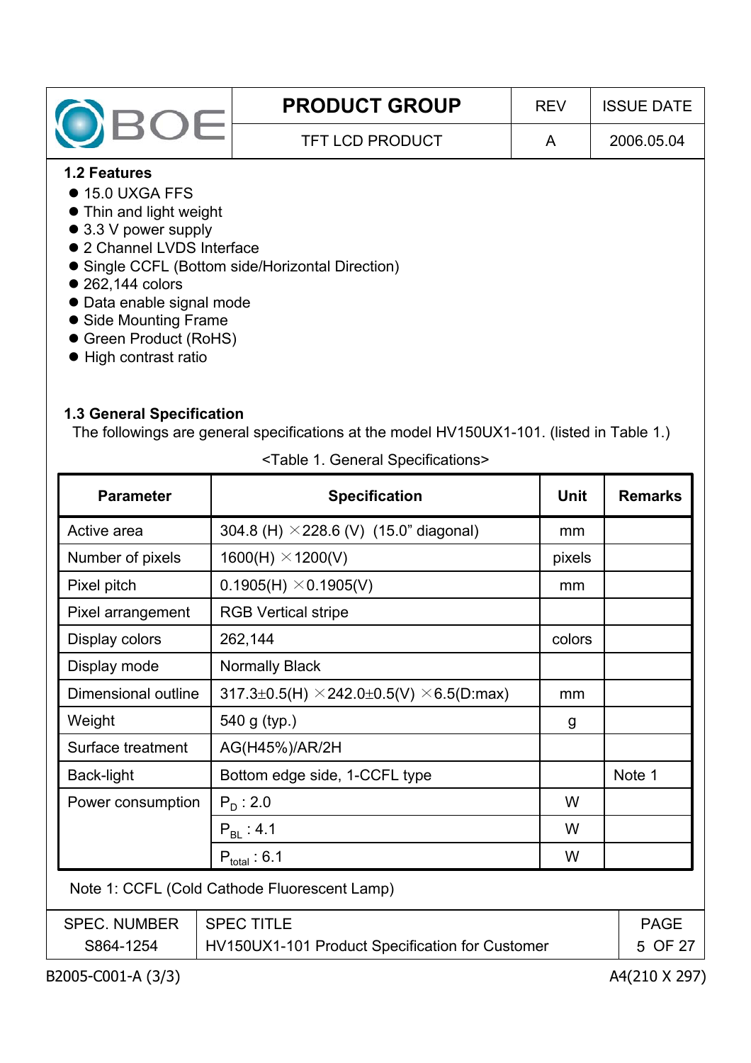### 1.2 Features

- 15.0 UXGA FFS
- Thin and light weight
- 3.3 V power supply
- 2 Channel LVDS Interface
- Single CCFL (Bottom side/Horizontal Direction)
- 262,144 colors
- Data enable signal mode
- Side Mounting Frame
- Green Product (RoHS)
- High contrast ratio

### 1.3 General Specification

The followings are general specifications at the model HV150UX1-101. (listed in Table 1.)

<Table 1. General Specifications>

| Parameter | Specification | Unit | Remarks |
|---|---|---|---|
| Active area | 304.8 (H) ×228.6 (V) (15.0" diagonal) | mm | |
| Number of pixels | 1600(H) ×1200(V) | pixels | |
| Pixel pitch | 0.1905(H) ×0.1905(V) | mm | |
| Pixel arrangement | RGB Vertical stripe | | |
| Display colors | 262,144 | colors | |
| Display mode | Normally Black | | |
| Dimensional outline | 317.3±0.5(H) ×242.0±0.5(V) ×6.5(D:max) | mm | |
| Weight | 540 g (typ.) | g | |
| Surface treatment | AG(H45%)/AR/2H | | |
| Back-light | Bottom edge side, 1-CCFL type | | Note 1 |
| Power consumption | $P_D$ : 2.0 | W | |
| | $P_{BL}$ : 4.1 | W | |
| | $P_{total}$ : 6.1 | W | |

Note 1: CCFL (Cold Cathode Fluorescent Lamp)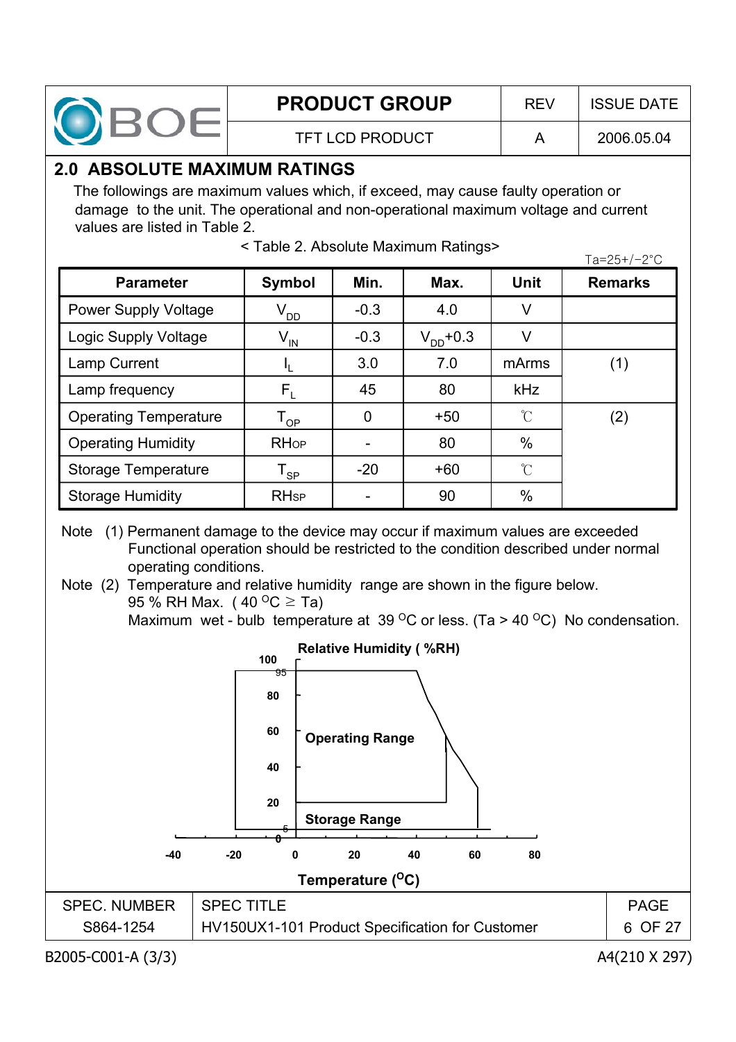## 2.0 ABSOLUTE MAXIMUM RATINGS

The followings are maximum values which, if exceed, may cause faulty operation or damage to the unit. The operational and non-operational maximum voltage and current values are listed in Table 2.

< Table 2. Absolute Maximum Ratings>

Ta=25+/−2°C

| Parameter | Symbol | Min. | Max. | Unit | Remarks |
|---|---|---|---|---|---|
| Power Supply Voltage | $V_{DD}$ | -0.3 | 4.0 | V | |
| Logic Supply Voltage | $V_{IN}$ | -0.3 | $V_{DD}$+0.3 | V | |
| Lamp Current | $I_L$ | 3.0 | 7.0 | mArms | (1) |
| Lamp frequency | $F_L$ | 45 | 80 | kHz | |
| Operating Temperature | $T_{OP}$ | 0 | +50 | ℃ | (2) |
| Operating Humidity | $RH_{OP}$ | - | 80 | % | |
| Storage Temperature | $T_{SP}$ | -20 | +60 | ℃ | |
| Storage Humidity | $RH_{SP}$ | - | 90 | % | |

Note (1) Permanent damage to the device may occur if maximum values are exceeded Functional operation should be restricted to the condition described under normal operating conditions.

Note (2) Temperature and relative humidity range are shown in the figure below.
95 % RH Max. ( 40 $^{O}$C ≥ Ta)
Maximum wet - bulb temperature at 39 $^{O}$C or less. (Ta > 40 $^{O}$C) No condensation.

Relative Humidity ( %RH)

Operating Range

Storage Range

Temperature ($^{O}$C)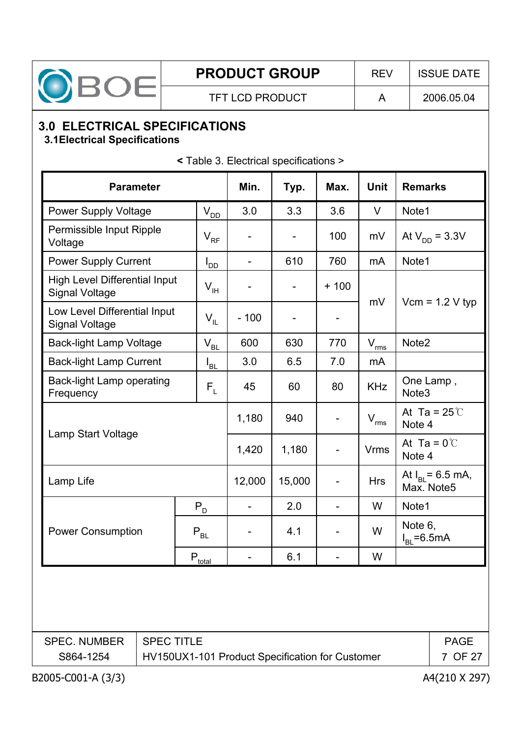## 3.0 ELECTRICAL SPECIFICATIONS

### 3.1Electrical Specifications

< Table 3. Electrical specifications >

| Parameter | | Min. | Typ. | Max. | Unit | Remarks |
|---|---|---|---|---|---|---|
| Power Supply Voltage | $V_{DD}$ | 3.0 | 3.3 | 3.6 | V | Note1 |
| Permissible Input Ripple Voltage | $V_{RF}$ | - | - | 100 | mV | At $V_{DD}$ = 3.3V |
| Power Supply Current | $I_{DD}$ | - | 610 | 760 | mA | Note1 |
| High Level Differential Input Signal Voltage | $V_{IH}$ | - | - | + 100 | mV | Vcm = 1.2 V typ |
| Low Level Differential Input Signal Voltage | $V_{IL}$ | - 100 | - | - | mV | Vcm = 1.2 V typ |
| Back-light Lamp Voltage | $V_{BL}$ | 600 | 630 | 770 | $V_{rms}$ | Note2 |
| Back-light Lamp Current | $I_{BL}$ | 3.0 | 6.5 | 7.0 | mA | |
| Back-light Lamp operating Frequency | $F_{L}$ | 45 | 60 | 80 | KHz | One Lamp , Note3 |
| Lamp Start Voltage | | 1,180 | 940 | - | $V_{rms}$ | At Ta = 25℃ Note 4 |
| | | 1,420 | 1,180 | - | Vrms | At Ta = 0℃ Note 4 |
| Lamp Life | | 12,000 | 15,000 | - | Hrs | At $I_{BL}$= 6.5 mA, Max. Note5 |
| Power Consumption | $P_{D}$ | - | 2.0 | - | W | Note1 |
| | $P_{BL}$ | - | 4.1 | - | W | Note 6, $I_{BL}$=6.5mA |
| | $P_{total}$ | - | 6.1 | - | W | |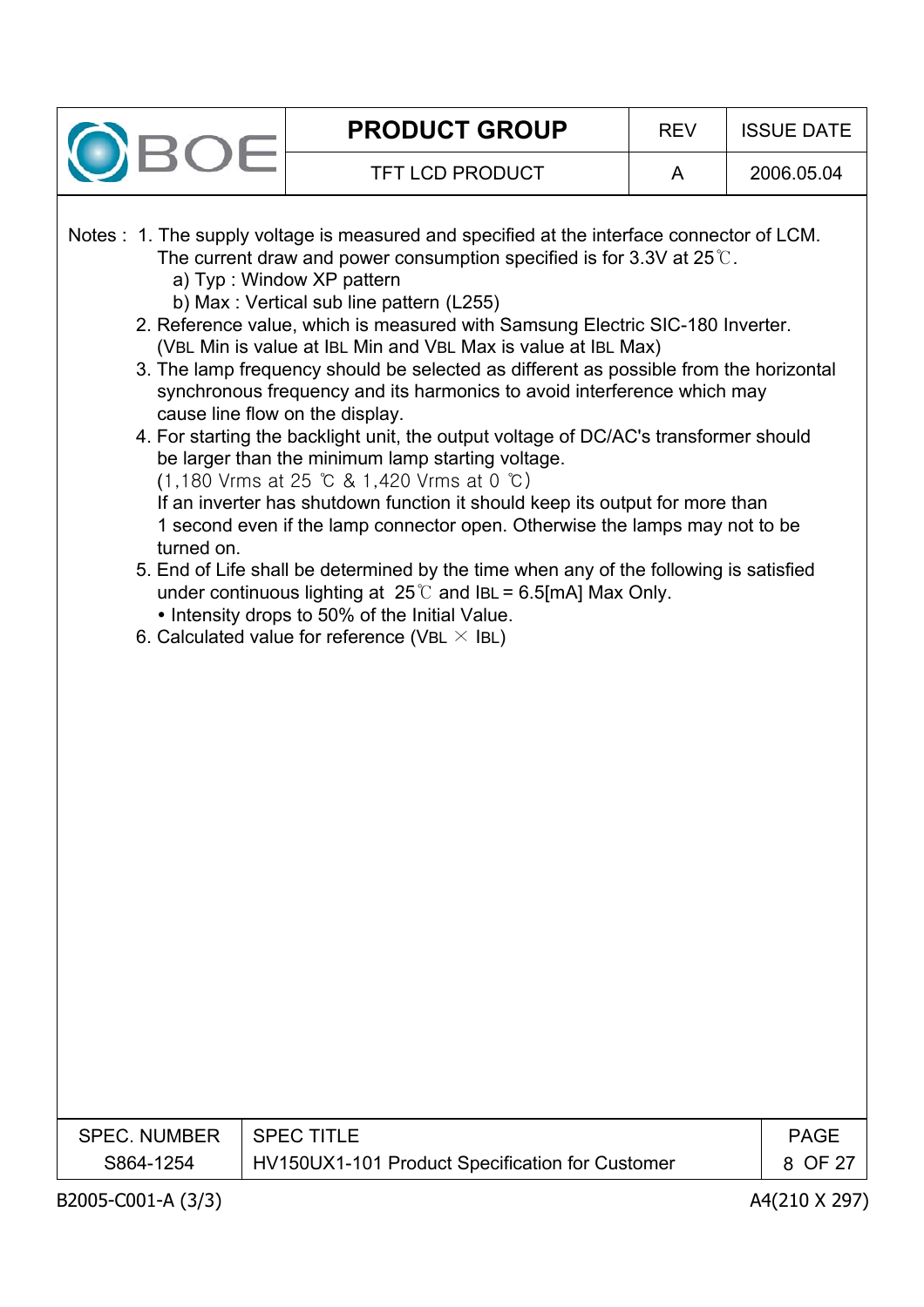Notes : 1. The supply voltage is measured and specified at the interface connector of LCM. The current draw and power consumption specified is for 3.3V at 25℃.

a) Typ : Window XP pattern

b) Max : Vertical sub line pattern (L255)

2. Reference value, which is measured with Samsung Electric SIC-180 Inverter. ($V_{BL}$ Min is value at $I_{BL}$ Min and $V_{BL}$ Max is value at $I_{BL}$ Max)
3. The lamp frequency should be selected as different as possible from the horizontal synchronous frequency and its harmonics to avoid interference which may cause line flow on the display.
4. For starting the backlight unit, the output voltage of DC/AC's transformer should be larger than the minimum lamp starting voltage. (1,180 Vrms at 25 ℃ & 1,420 Vrms at 0 ℃) If an inverter has shutdown function it should keep its output for more than 1 second even if the lamp connector open. Otherwise the lamps may not to be turned on.
5. End of Life shall be determined by the time when any of the following is satisfied under continuous lighting at 25℃ and $I_{BL}$ = 6.5[mA] Max Only.
   - Intensity drops to 50% of the Initial Value.
6. Calculated value for reference ($V_{BL} \times I_{BL}$)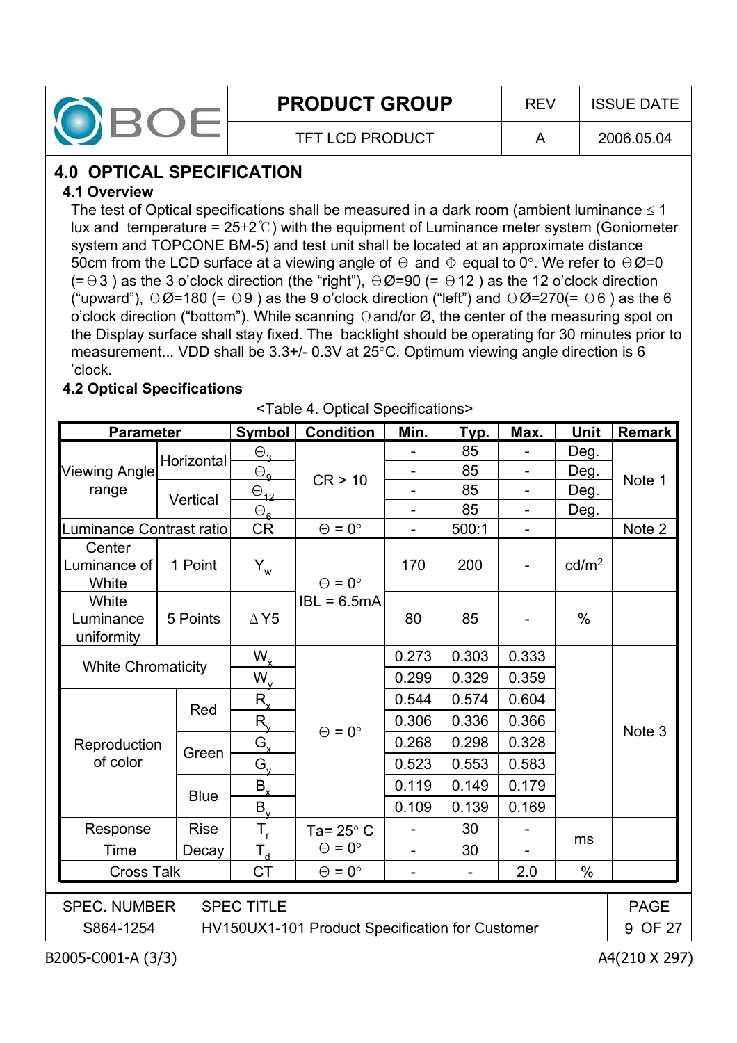## 4.0 OPTICAL SPECIFICATION

### 4.1 Overview

The test of Optical specifications shall be measured in a dark room (ambient luminance ≤ 1 lux and temperature = 25±2℃) with the equipment of Luminance meter system (Goniometer system and TOPCONE BM-5) and test unit shall be located at an approximate distance 50cm from the LCD surface at a viewing angle of Θ and Φ equal to 0°. We refer to ΘØ=0 (=Θ3 ) as the 3 o'clock direction (the "right"), ΘØ=90 (= Θ12 ) as the 12 o'clock direction ("upward"), ΘØ=180 (= Θ9 ) as the 9 o'clock direction ("left") and ΘØ=270(= Θ6 ) as the 6 o'clock direction ("bottom"). While scanning Θ and/or Ø, the center of the measuring spot on the Display surface shall stay fixed. The backlight should be operating for 30 minutes prior to measurement... VDD shall be 3.3+/- 0.3V at 25°C. Optimum viewing angle direction is 6 'clock.

### 4.2 Optical Specifications

<Table 4. Optical Specifications>

| Parameter | | Symbol | Condition | Min. | Typ. | Max. | Unit | Remark |
|---|---|---|---|---|---|---|---|---|
| Viewing Angle range | Horizontal | $\Theta_3$ | CR > 10 | - | 85 | - | Deg. | Note 1 |
| | | $\Theta_9$ | | - | 85 | - | Deg. | |
| | Vertical | $\Theta_{12}$ | | - | 85 | - | Deg. | |
| | | $\Theta_6$ | | - | 85 | - | Deg. | |
| Luminance Contrast ratio | | CR | Θ = 0° | - | 500:1 | - | | Note 2 |
| Center Luminance of White | 1 Point | $Y_w$ | Θ = 0° IBL = 6.5mA | 170 | 200 | - | cd/m² | |
| White Luminance uniformity | 5 Points | ΔY5 | | 80 | 85 | - | % | |
| White Chromaticity | | $W_x$ | Θ = 0° | 0.273 | 0.303 | 0.333 | | Note 3 |
| | | $W_y$ | | 0.299 | 0.329 | 0.359 | | |
| Reproduction of color | Red | $R_x$ | | 0.544 | 0.574 | 0.604 | | |
| | | $R_y$ | | 0.306 | 0.336 | 0.366 | | |
| | Green | $G_x$ | | 0.268 | 0.298 | 0.328 | | |
| | | $G_y$ | | 0.523 | 0.553 | 0.583 | | |
| | Blue | $B_x$ | | 0.119 | 0.149 | 0.179 | | |
| | | $B_y$ | | 0.109 | 0.139 | 0.169 | | |
| Response Time | Rise | $T_r$ | Ta= 25° C Θ = 0° | - | 30 | - | ms | |
| | Decay | $T_d$ | | - | 30 | - | | |
| Cross Talk | | CT | Θ = 0° | - | - | 2.0 | % | |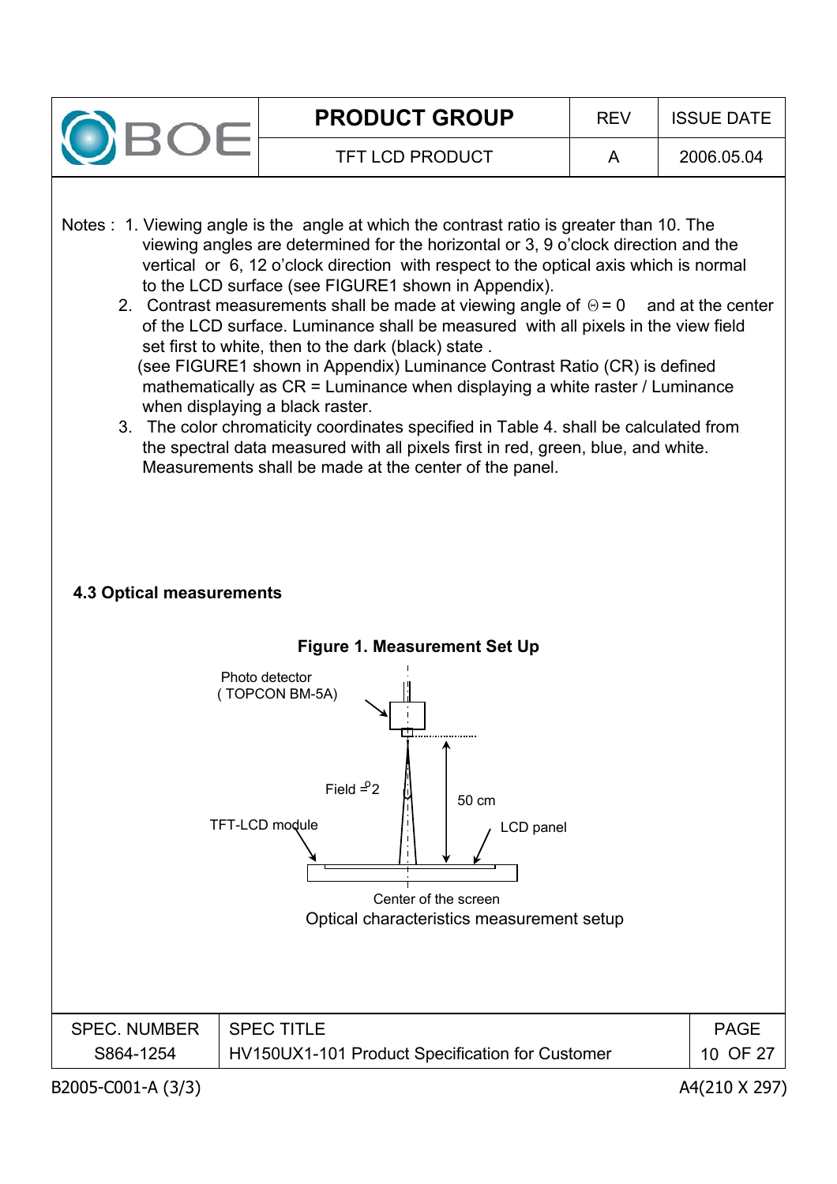Notes : 1. Viewing angle is the angle at which the contrast ratio is greater than 10. The viewing angles are determined for the horizontal or 3, 9 o'clock direction and the vertical or 6, 12 o'clock direction with respect to the optical axis which is normal to the LCD surface (see FIGURE1 shown in Appendix).

2. Contrast measurements shall be made at viewing angle of $\Theta = 0$ and at the center of the LCD surface. Luminance shall be measured with all pixels in the view field set first to white, then to the dark (black) state . (see FIGURE1 shown in Appendix) Luminance Contrast Ratio (CR) is defined mathematically as CR = Luminance when displaying a white raster / Luminance when displaying a black raster.

3. The color chromaticity coordinates specified in Table 4. shall be calculated from the spectral data measured with all pixels first in red, green, blue, and white. Measurements shall be made at the center of the panel.

#### 4.3 Optical measurements

**Figure 1. Measurement Set Up**

Photo detector ( TOPCON BM-5A)

Field = 2°

50 cm

TFT-LCD module

LCD panel

Center of the screen

Optical characteristics measurement setup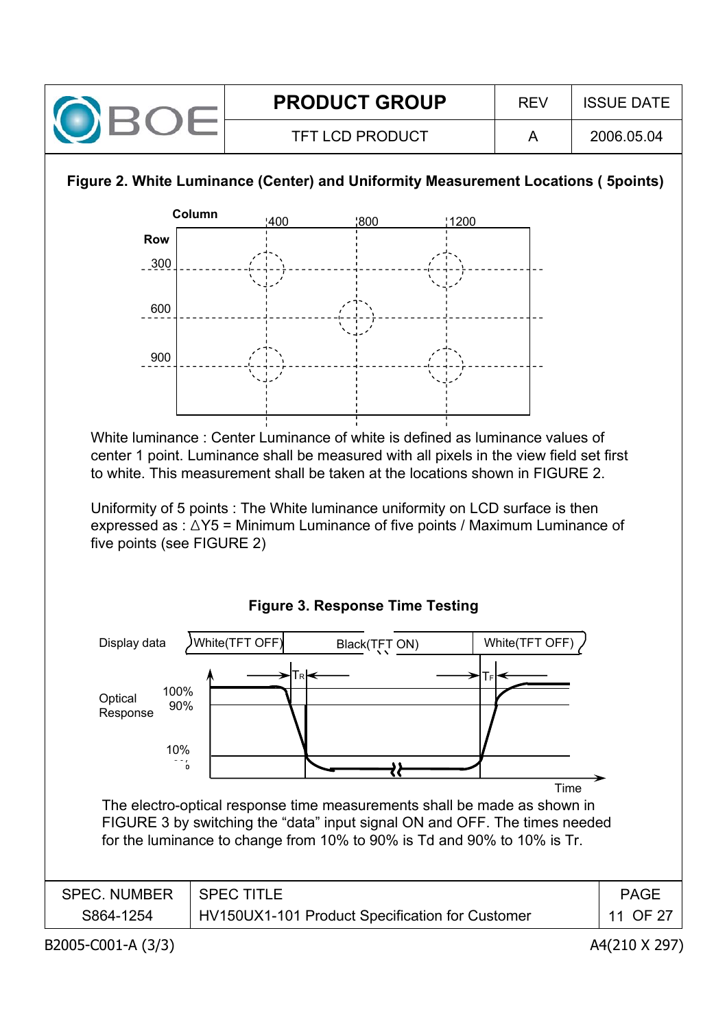**Figure 2. White Luminance (Center) and Uniformity Measurement Locations ( 5points)**

White luminance : Center Luminance of white is defined as luminance values of center 1 point. Luminance shall be measured with all pixels in the view field set first to white. This measurement shall be taken at the locations shown in FIGURE 2.

Uniformity of 5 points : The White luminance uniformity on LCD surface is then expressed as : △Y5 = Minimum Luminance of five points / Maximum Luminance of five points (see FIGURE 2)

**Figure 3. Response Time Testing**

The electro-optical response time measurements shall be made as shown in FIGURE 3 by switching the "data" input signal ON and OFF. The times needed for the luminance to change from 10% to 90% is Td and 90% to 10% is Tr.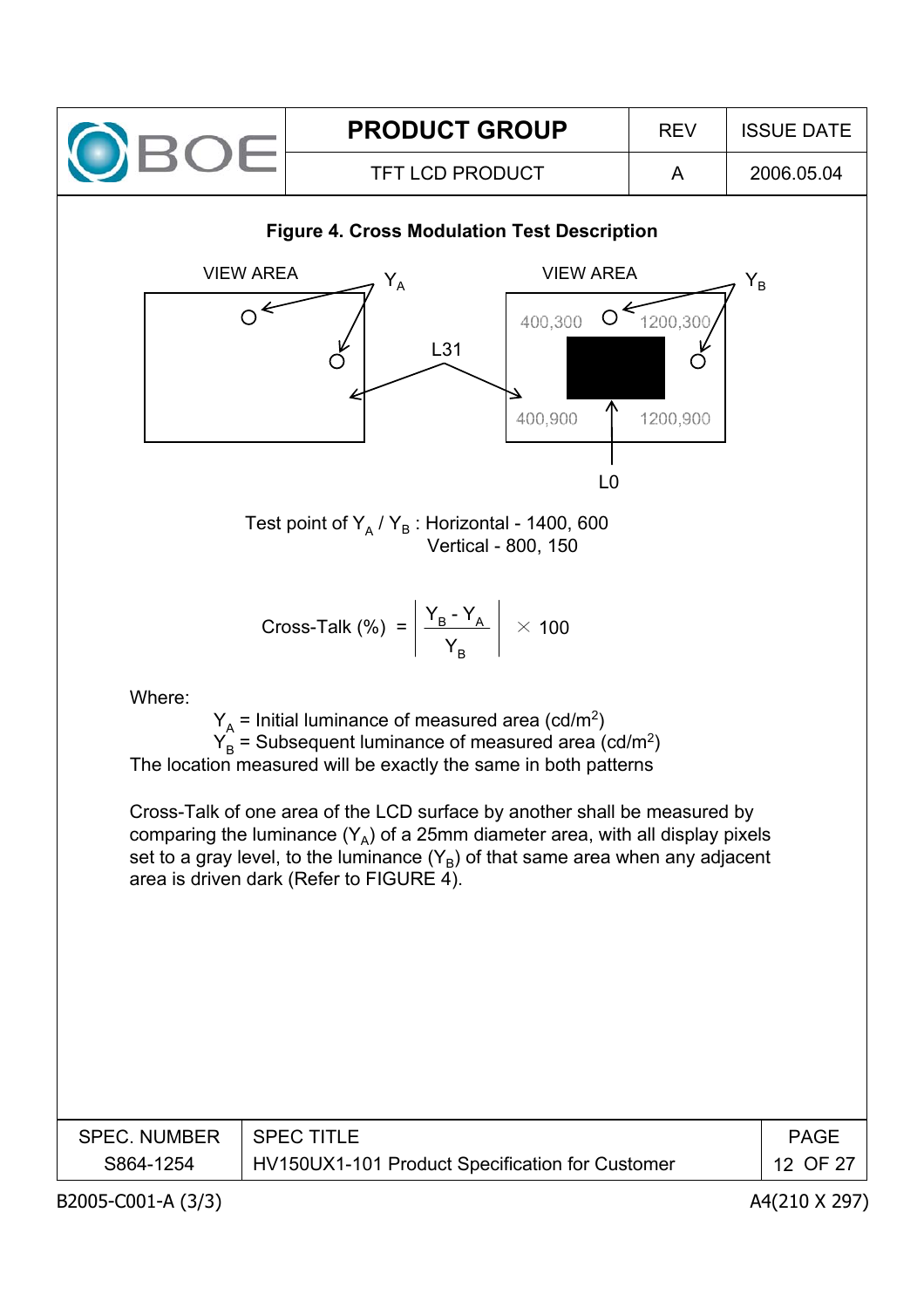**Figure 4. Cross Modulation Test Description**

VIEW AREA $Y_A$ VIEW AREA $Y_B$

400,300 1200,300

L31

400,900 1200,900

L0

Test point of $Y_A$ / $Y_B$ : Horizontal - 1400, 600
Vertical - 800, 150

$$\text{Cross-Talk (\%)} = \left| \frac{Y_B - Y_A}{Y_B} \right| \times 100$$

Where:

$Y_A$ = Initial luminance of measured area (cd/m$^2$)
$Y_B$ = Subsequent luminance of measured area (cd/m$^2$)
The location measured will be exactly the same in both patterns

Cross-Talk of one area of the LCD surface by another shall be measured by comparing the luminance ($Y_A$) of a 25mm diameter area, with all display pixels set to a gray level, to the luminance ($Y_B$) of that same area when any adjacent area is driven dark (Refer to FIGURE 4).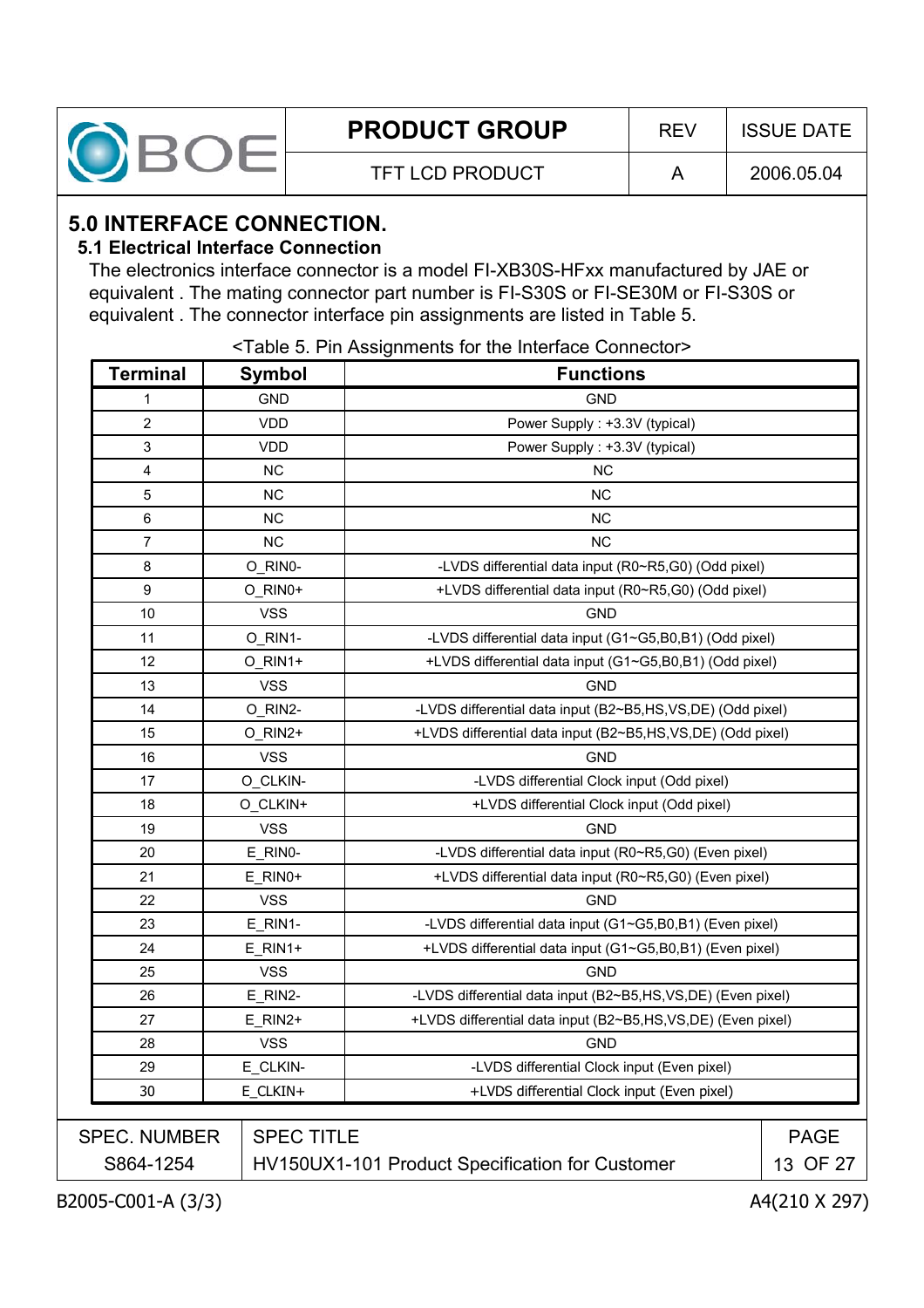## 5.0 INTERFACE CONNECTION.

### 5.1 Electrical Interface Connection

The electronics interface connector is a model FI-XB30S-HFxx manufactured by JAE or equivalent . The mating connector part number is FI-S30S or FI-SE30M or FI-S30S or equivalent . The connector interface pin assignments are listed in Table 5.

<Table 5. Pin Assignments for the Interface Connector>

| Terminal | Symbol | Functions |
|---|---|---|
| 1 | GND | GND |
| 2 | VDD | Power Supply : +3.3V (typical) |
| 3 | VDD | Power Supply : +3.3V (typical) |
| 4 | NC | NC |
| 5 | NC | NC |
| 6 | NC | NC |
| 7 | NC | NC |
| 8 | O_RIN0- | -LVDS differential data input (R0~R5,G0) (Odd pixel) |
| 9 | O_RIN0+ | +LVDS differential data input (R0~R5,G0) (Odd pixel) |
| 10 | VSS | GND |
| 11 | O_RIN1- | -LVDS differential data input (G1~G5,B0,B1) (Odd pixel) |
| 12 | O_RIN1+ | +LVDS differential data input (G1~G5,B0,B1) (Odd pixel) |
| 13 | VSS | GND |
| 14 | O_RIN2- | -LVDS differential data input (B2~B5,HS,VS,DE) (Odd pixel) |
| 15 | O_RIN2+ | +LVDS differential data input (B2~B5,HS,VS,DE) (Odd pixel) |
| 16 | VSS | GND |
| 17 | O_CLKIN- | -LVDS differential Clock input (Odd pixel) |
| 18 | O_CLKIN+ | +LVDS differential Clock input (Odd pixel) |
| 19 | VSS | GND |
| 20 | E_RIN0- | -LVDS differential data input (R0~R5,G0) (Even pixel) |
| 21 | E_RIN0+ | +LVDS differential data input (R0~R5,G0) (Even pixel) |
| 22 | VSS | GND |
| 23 | E_RIN1- | -LVDS differential data input (G1~G5,B0,B1) (Even pixel) |
| 24 | E_RIN1+ | +LVDS differential data input (G1~G5,B0,B1) (Even pixel) |
| 25 | VSS | GND |
| 26 | E_RIN2- | -LVDS differential data input (B2~B5,HS,VS,DE) (Even pixel) |
| 27 | E_RIN2+ | +LVDS differential data input (B2~B5,HS,VS,DE) (Even pixel) |
| 28 | VSS | GND |
| 29 | E_CLKIN- | -LVDS differential Clock input (Even pixel) |
| 30 | E_CLKIN+ | +LVDS differential Clock input (Even pixel) |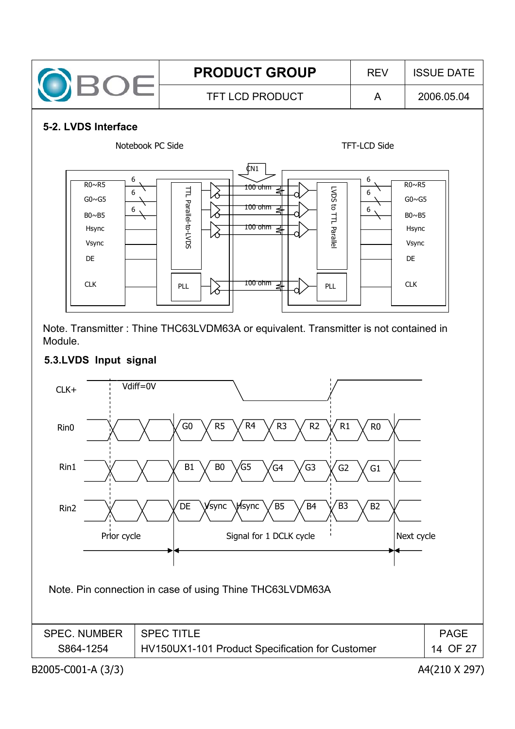## 5-2. LVDS Interface

Notebook PC Side TFT-LCD Side

Note. Transmitter : Thine THC63LVDM63A or equivalent. Transmitter is not contained in Module.

## 5.3.LVDS Input signal

Note. Pin connection in case of using Thine THC63LVDM63A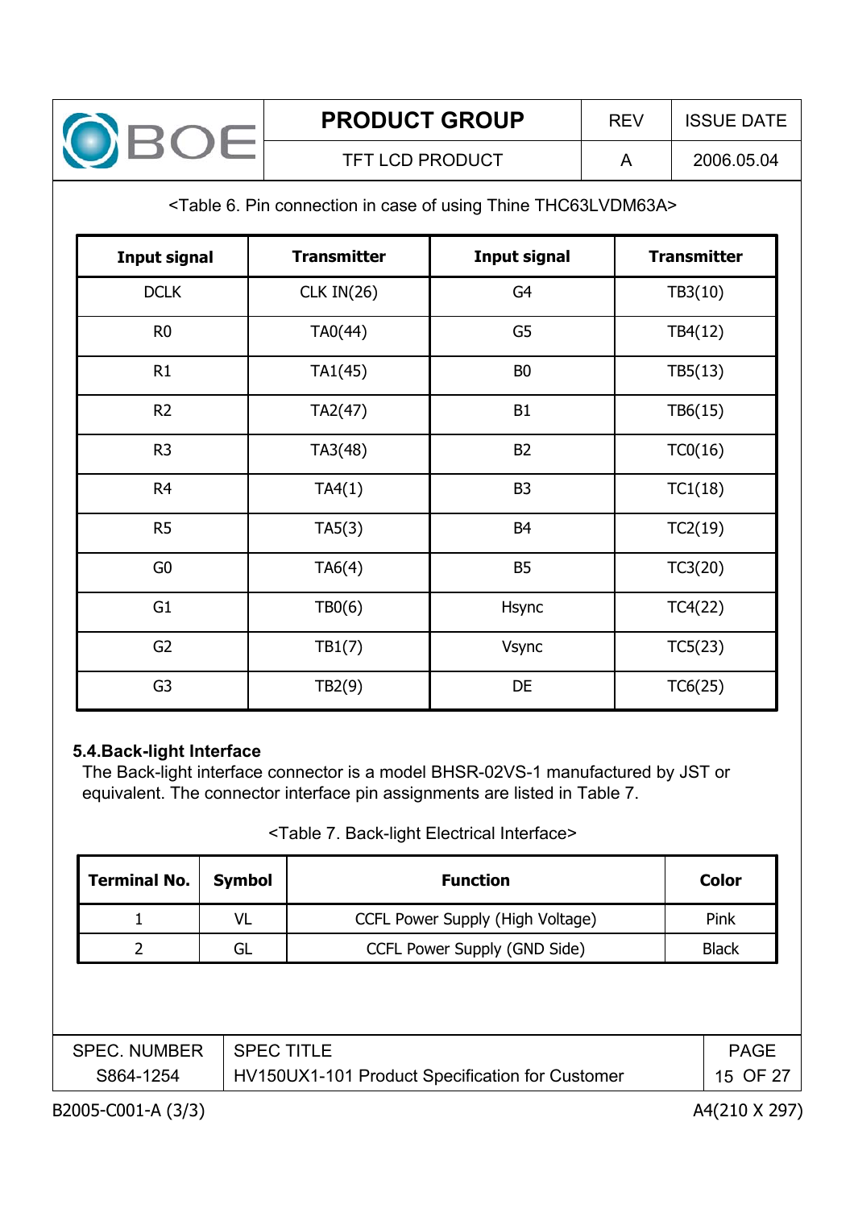<Table 6. Pin connection in case of using Thine THC63LVDM63A>

| Input signal | Transmitter | Input signal | Transmitter |
|---|---|---|---|
| DCLK | CLK IN(26) | G4 | TB3(10) |
| R0 | TA0(44) | G5 | TB4(12) |
| R1 | TA1(45) | B0 | TB5(13) |
| R2 | TA2(47) | B1 | TB6(15) |
| R3 | TA3(48) | B2 | TC0(16) |
| R4 | TA4(1) | B3 | TC1(18) |
| R5 | TA5(3) | B4 | TC2(19) |
| G0 | TA6(4) | B5 | TC3(20) |
| G1 | TB0(6) | Hsync | TC4(22) |
| G2 | TB1(7) | Vsync | TC5(23) |
| G3 | TB2(9) | DE | TC6(25) |

### 5.4.Back-light Interface

The Back-light interface connector is a model BHSR-02VS-1 manufactured by JST or equivalent. The connector interface pin assignments are listed in Table 7.

<Table 7. Back-light Electrical Interface>

| Terminal No. | Symbol | Function | Color |
|---|---|---|---|
| 1 | VL | CCFL Power Supply (High Voltage) | Pink |
| 2 | GL | CCFL Power Supply (GND Side) | Black |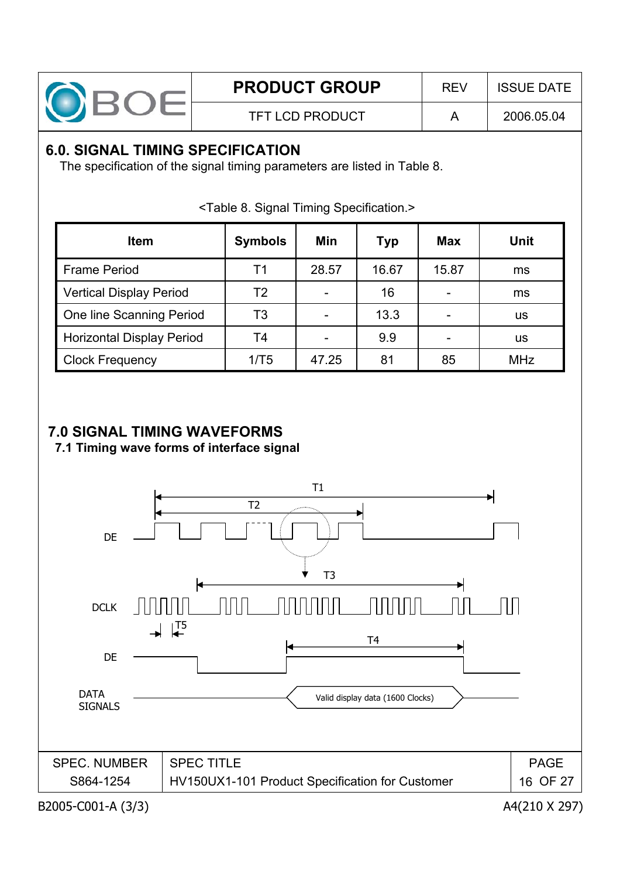## 6.0. SIGNAL TIMING SPECIFICATION

The specification of the signal timing parameters are listed in Table 8.

<Table 8. Signal Timing Specification.>

| Item | Symbols | Min | Typ | Max | Unit |
|---|---|---|---|---|---|
| Frame Period | T1 | 28.57 | 16.67 | 15.87 | ms |
| Vertical Display Period | T2 | - | 16 | - | ms |
| One line Scanning Period | T3 | - | 13.3 | - | us |
| Horizontal Display Period | T4 | - | 9.9 | - | us |
| Clock Frequency | 1/T5 | 47.25 | 81 | 85 | MHz |

## 7.0 SIGNAL TIMING WAVEFORMS

### 7.1 Timing wave forms of interface signal

T1

T2

DE

T3

DCLK

T5

T4

DE

DATA SIGNALS

Valid display data (1600 Clocks)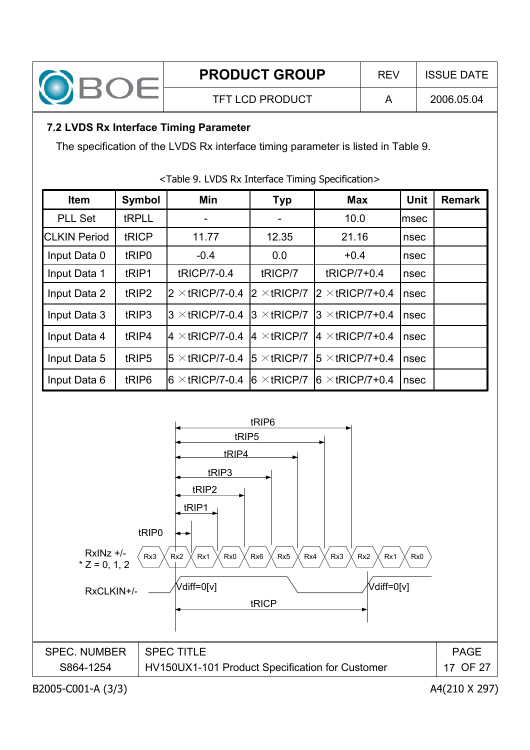## 7.2 LVDS Rx Interface Timing Parameter

The specification of the LVDS Rx interface timing parameter is listed in Table 9.

<Table 9. LVDS Rx Interface Timing Specification>

| Item | Symbol | Min | Typ | Max | Unit | Remark |
|---|---|---|---|---|---|---|
| PLL Set | tRPLL | - | - | 10.0 | msec | |
| CLKIN Period | tRICP | 11.77 | 12.35 | 21.16 | nsec | |
| Input Data 0 | tRIP0 | -0.4 | 0.0 | +0.4 | nsec | |
| Input Data 1 | tRIP1 | tRICP/7-0.4 | tRICP/7 | tRICP/7+0.4 | nsec | |
| Input Data 2 | tRIP2 | 2 ×tRICP/7-0.4 | 2 ×tRICP/7 | 2 ×tRICP/7+0.4 | nsec | |
| Input Data 3 | tRIP3 | 3 ×tRICP/7-0.4 | 3 ×tRICP/7 | 3 ×tRICP/7+0.4 | nsec | |
| Input Data 4 | tRIP4 | 4 ×tRICP/7-0.4 | 4 ×tRICP/7 | 4 ×tRICP/7+0.4 | nsec | |
| Input Data 5 | tRIP5 | 5 ×tRICP/7-0.4 | 5 ×tRICP/7 | 5 ×tRICP/7+0.4 | nsec | |
| Input Data 6 | tRIP6 | 6 ×tRICP/7-0.4 | 6 ×tRICP/7 | 6 ×tRICP/7+0.4 | nsec | |

tRIP6

tRIP5

tRIP4

tRIP3

tRIP2

tRIP1

tRIP0

RxINz +/-
* Z = 0, 1, 2

Rx3 Rx2 Rx1 Rx0 Rx6 Rx5 Rx4 Rx3 Rx2 Rx1 Rx0

RxCLKIN+/-

Vdiff=0[v]

Vdiff=0[v]

tRICP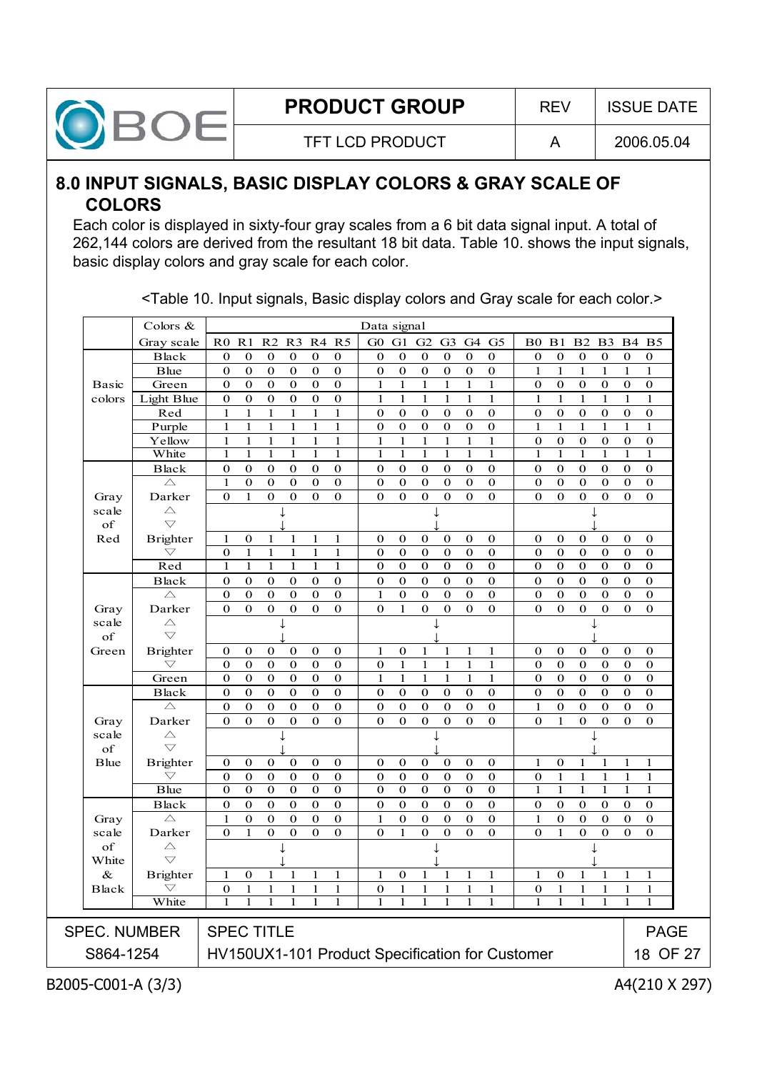## 8.0 INPUT SIGNALS, BASIC DISPLAY COLORS & GRAY SCALE OF COLORS

Each color is displayed in sixty-four gray scales from a 6 bit data signal input. A total of 262,144 colors are derived from the resultant 18 bit data. Table 10. shows the input signals, basic display colors and gray scale for each color.

<Table 10. Input signals, Basic display colors and Gray scale for each color.>

| | Colors & Gray scale | R0 | R1 | R2 | R3 | R4 | R5 | G0 | G1 | G2 | G3 | G4 | G5 | B0 | B1 | B2 | B3 | B4 | B5 |
|---|---|---|---|---|---|---|---|---|---|---|---|---|---|---|---|---|---|---|---|
| Basic colors | Black | 0 | 0 | 0 | 0 | 0 | 0 | 0 | 0 | 0 | 0 | 0 | 0 | 0 | 0 | 0 | 0 | 0 | 0 |
| | Blue | 0 | 0 | 0 | 0 | 0 | 0 | 0 | 0 | 0 | 0 | 0 | 0 | 1 | 1 | 1 | 1 | 1 | 1 |
| | Green | 0 | 0 | 0 | 0 | 0 | 0 | 1 | 1 | 1 | 1 | 1 | 1 | 0 | 0 | 0 | 0 | 0 | 0 |
| | Light Blue | 0 | 0 | 0 | 0 | 0 | 0 | 1 | 1 | 1 | 1 | 1 | 1 | 1 | 1 | 1 | 1 | 1 | 1 |
| | Red | 1 | 1 | 1 | 1 | 1 | 1 | 0 | 0 | 0 | 0 | 0 | 0 | 0 | 0 | 0 | 0 | 0 | 0 |
| | Purple | 1 | 1 | 1 | 1 | 1 | 1 | 0 | 0 | 0 | 0 | 0 | 0 | 1 | 1 | 1 | 1 | 1 | 1 |
| | Yellow | 1 | 1 | 1 | 1 | 1 | 1 | 1 | 1 | 1 | 1 | 1 | 1 | 0 | 0 | 0 | 0 | 0 | 0 |
| | White | 1 | 1 | 1 | 1 | 1 | 1 | 1 | 1 | 1 | 1 | 1 | 1 | 1 | 1 | 1 | 1 | 1 | 1 |
| Gray scale of Red | Black | 0 | 0 | 0 | 0 | 0 | 0 | 0 | 0 | 0 | 0 | 0 | 0 | 0 | 0 | 0 | 0 | 0 | 0 |
| | △ | 1 | 0 | 0 | 0 | 0 | 0 | 0 | 0 | 0 | 0 | 0 | 0 | 0 | 0 | 0 | 0 | 0 | 0 |
| | Darker | 0 | 1 | 0 | 0 | 0 | 0 | 0 | 0 | 0 | 0 | 0 | 0 | 0 | 0 | 0 | 0 | 0 | 0 |
| | △ ▽ | ↓ | | | | | | ↓ | | | | | | ↓ | | | | | |
| | Brighter | 1 | 0 | 1 | 1 | 1 | 1 | 0 | 0 | 0 | 0 | 0 | 0 | 0 | 0 | 0 | 0 | 0 | 0 |
| | ▽ | 0 | 1 | 1 | 1 | 1 | 1 | 0 | 0 | 0 | 0 | 0 | 0 | 0 | 0 | 0 | 0 | 0 | 0 |
| | Red | 1 | 1 | 1 | 1 | 1 | 1 | 0 | 0 | 0 | 0 | 0 | 0 | 0 | 0 | 0 | 0 | 0 | 0 |
| Gray scale of Green | Black | 0 | 0 | 0 | 0 | 0 | 0 | 0 | 0 | 0 | 0 | 0 | 0 | 0 | 0 | 0 | 0 | 0 | 0 |
| | △ | 0 | 0 | 0 | 0 | 0 | 0 | 1 | 0 | 0 | 0 | 0 | 0 | 0 | 0 | 0 | 0 | 0 | 0 |
| | Darker | 0 | 0 | 0 | 0 | 0 | 0 | 0 | 1 | 0 | 0 | 0 | 0 | 0 | 0 | 0 | 0 | 0 | 0 |
| | △ ▽ | ↓ | | | | | | ↓ | | | | | | ↓ | | | | | |
| | Brighter | 0 | 0 | 0 | 0 | 0 | 0 | 1 | 0 | 1 | 1 | 1 | 1 | 0 | 0 | 0 | 0 | 0 | 0 |
| | ▽ | 0 | 0 | 0 | 0 | 0 | 0 | 0 | 1 | 1 | 1 | 1 | 1 | 0 | 0 | 0 | 0 | 0 | 0 |
| | Green | 0 | 0 | 0 | 0 | 0 | 0 | 1 | 1 | 1 | 1 | 1 | 1 | 0 | 0 | 0 | 0 | 0 | 0 |
| Gray scale of Blue | Black | 0 | 0 | 0 | 0 | 0 | 0 | 0 | 0 | 0 | 0 | 0 | 0 | 0 | 0 | 0 | 0 | 0 | 0 |
| | △ | 0 | 0 | 0 | 0 | 0 | 0 | 0 | 0 | 0 | 0 | 0 | 0 | 1 | 0 | 0 | 0 | 0 | 0 |
| | Darker | 0 | 0 | 0 | 0 | 0 | 0 | 0 | 0 | 0 | 0 | 0 | 0 | 0 | 1 | 0 | 0 | 0 | 0 |
| | △ ▽ | ↓ | | | | | | ↓ | | | | | | ↓ | | | | | |
| | Brighter | 0 | 0 | 0 | 0 | 0 | 0 | 0 | 0 | 0 | 0 | 0 | 0 | 1 | 0 | 1 | 1 | 1 | 1 |
| | ▽ | 0 | 0 | 0 | 0 | 0 | 0 | 0 | 0 | 0 | 0 | 0 | 0 | 0 | 1 | 1 | 1 | 1 | 1 |
| | Blue | 0 | 0 | 0 | 0 | 0 | 0 | 0 | 0 | 0 | 0 | 0 | 0 | 1 | 1 | 1 | 1 | 1 | 1 |
| Gray scale of White & Black | Black | 0 | 0 | 0 | 0 | 0 | 0 | 0 | 0 | 0 | 0 | 0 | 0 | 0 | 0 | 0 | 0 | 0 | 0 |
| | △ | 1 | 0 | 0 | 0 | 0 | 0 | 1 | 0 | 0 | 0 | 0 | 0 | 1 | 0 | 0 | 0 | 0 | 0 |
| | Darker | 0 | 1 | 0 | 0 | 0 | 0 | 0 | 1 | 0 | 0 | 0 | 0 | 0 | 1 | 0 | 0 | 0 | 0 |
| | △ ▽ | ↓ | | | | | | ↓ | | | | | | ↓ | | | | | |
| | Brighter | 1 | 0 | 1 | 1 | 1 | 1 | 1 | 0 | 1 | 1 | 1 | 1 | 1 | 0 | 1 | 1 | 1 | 1 |
| | ▽ | 0 | 1 | 1 | 1 | 1 | 1 | 0 | 1 | 1 | 1 | 1 | 1 | 0 | 1 | 1 | 1 | 1 | 1 |
| | White | 1 | 1 | 1 | 1 | 1 | 1 | 1 | 1 | 1 | 1 | 1 | 1 | 1 | 1 | 1 | 1 | 1 | 1 |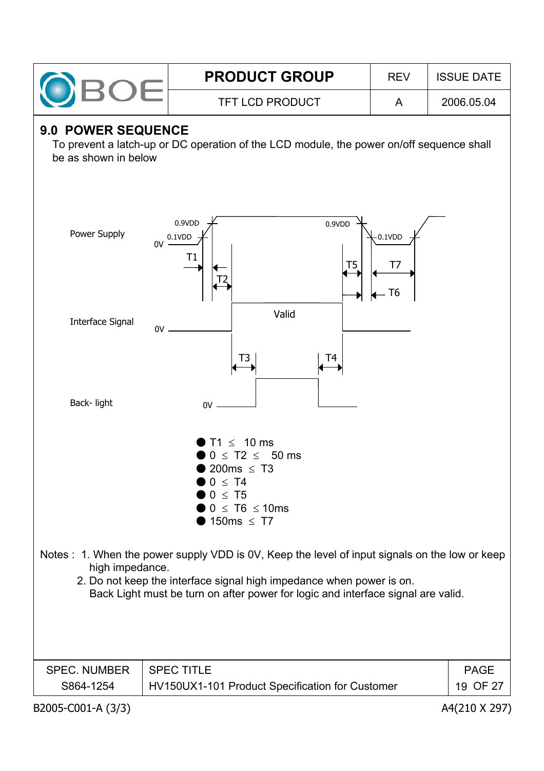## 9.0 POWER SEQUENCE

To prevent a latch-up or DC operation of the LCD module, the power on/off sequence shall be as shown in below

- T1 ≤ 10 ms
- 0 ≤ T2 ≤ 50 ms
- 200ms ≤ T3
- 0 ≤ T4
- 0 ≤ T5
- 0 ≤ T6 ≤ 10ms
- 150ms ≤ T7

Notes : 1. When the power supply VDD is 0V, Keep the level of input signals on the low or keep high impedance.

2. Do not keep the interface signal high impedance when power is on.
   Back Light must be turn on after power for logic and interface signal are valid.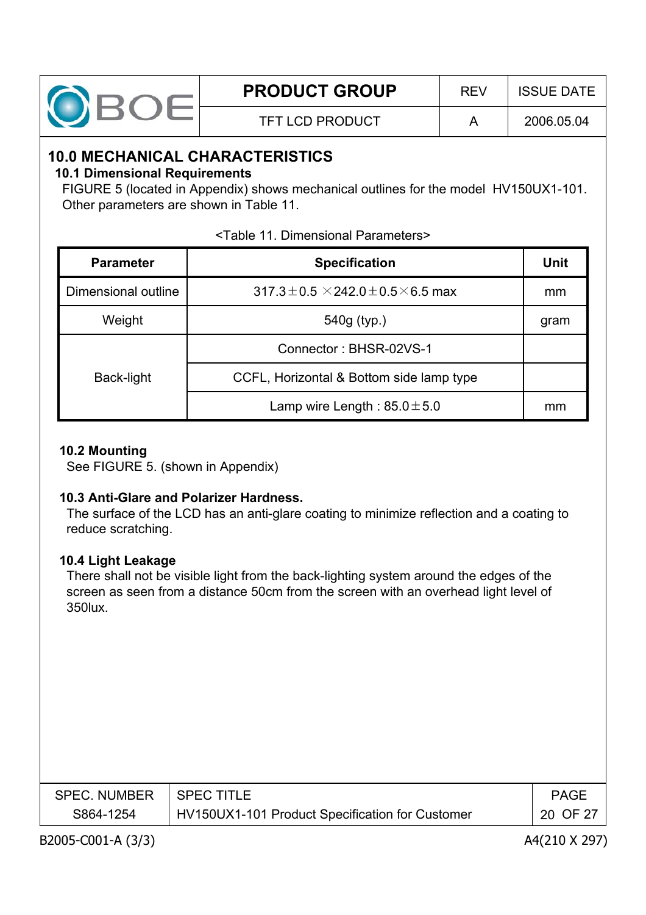## 10.0 MECHANICAL CHARACTERISTICS

### 10.1 Dimensional Requirements

FIGURE 5 (located in Appendix) shows mechanical outlines for the model HV150UX1-101. Other parameters are shown in Table 11.

<Table 11. Dimensional Parameters>

| Parameter | Specification | Unit |
|---|---|---|
| Dimensional outline | 317.3±0.5 ×242.0±0.5×6.5 max | mm |
| Weight | 540g (typ.) | gram |
| Back-light | Connector : BHSR-02VS-1 | |
| | CCFL, Horizontal & Bottom side lamp type | |
| | Lamp wire Length : 85.0±5.0 | mm |

### 10.2 Mounting

See FIGURE 5. (shown in Appendix)

### 10.3 Anti-Glare and Polarizer Hardness.

The surface of the LCD has an anti-glare coating to minimize reflection and a coating to reduce scratching.

### 10.4 Light Leakage

There shall not be visible light from the back-lighting system around the edges of the screen as seen from a distance 50cm from the screen with an overhead light level of 350lux.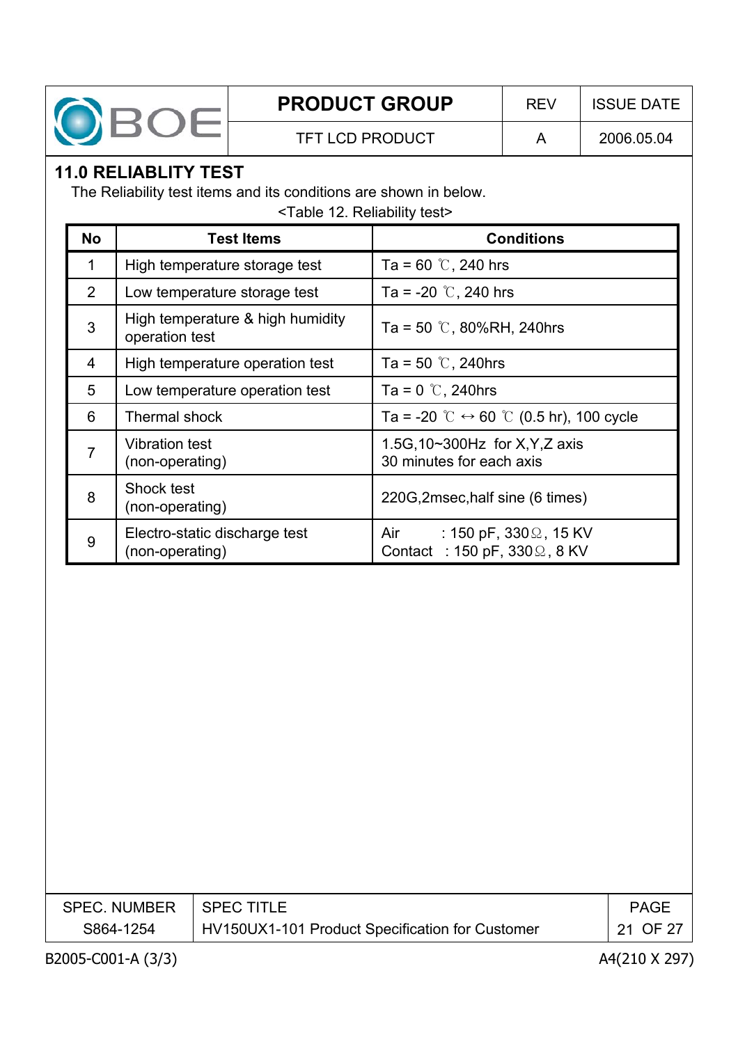## 11.0 RELIABLITY TEST

The Reliability test items and its conditions are shown in below.

<Table 12. Reliability test>

| No | Test Items | Conditions |
|---|---|---|
| 1 | High temperature storage test | Ta = 60 ℃, 240 hrs |
| 2 | Low temperature storage test | Ta = -20 ℃, 240 hrs |
| 3 | High temperature & high humidity operation test | Ta = 50 ℃, 80%RH, 240hrs |
| 4 | High temperature operation test | Ta = 50 ℃, 240hrs |
| 5 | Low temperature operation test | Ta = 0 ℃, 240hrs |
| 6 | Thermal shock | Ta = -20 ℃ ↔ 60 ℃ (0.5 hr), 100 cycle |
| 7 | Vibration test (non-operating) | 1.5G,10~300Hz for X,Y,Z axis 30 minutes for each axis |
| 8 | Shock test (non-operating) | 220G,2msec,half sine (6 times) |
| 9 | Electro-static discharge test (non-operating) | Air : 150 pF, 330Ω, 15 KV<br>Contact : 150 pF, 330Ω, 8 KV |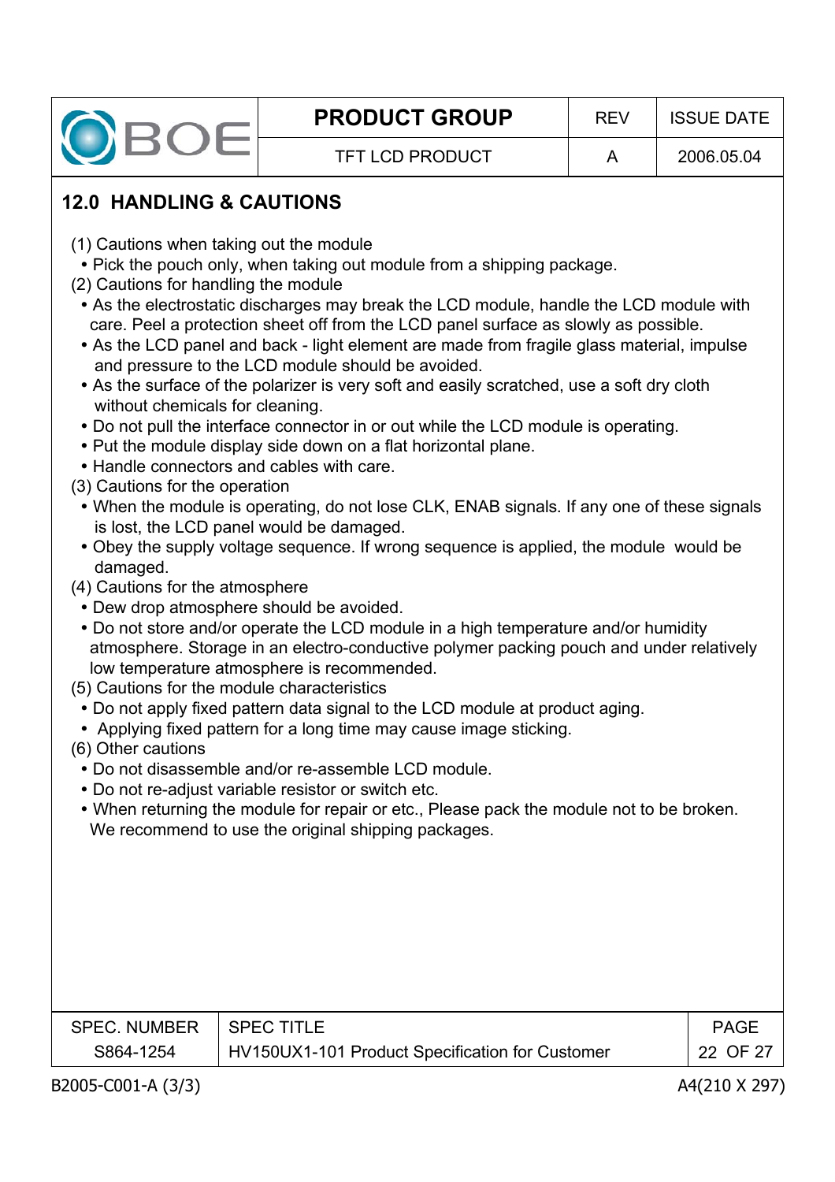## 12.0 HANDLING & CAUTIONS

(1) Cautions when taking out the module

- Pick the pouch only, when taking out module from a shipping package.

(2) Cautions for handling the module

- As the electrostatic discharges may break the LCD module, handle the LCD module with care. Peel a protection sheet off from the LCD panel surface as slowly as possible.
- As the LCD panel and back - light element are made from fragile glass material, impulse and pressure to the LCD module should be avoided.
- As the surface of the polarizer is very soft and easily scratched, use a soft dry cloth without chemicals for cleaning.
- Do not pull the interface connector in or out while the LCD module is operating.
- Put the module display side down on a flat horizontal plane.
- Handle connectors and cables with care.

(3) Cautions for the operation

- When the module is operating, do not lose CLK, ENAB signals. If any one of these signals is lost, the LCD panel would be damaged.
- Obey the supply voltage sequence. If wrong sequence is applied, the module would be damaged.

(4) Cautions for the atmosphere

- Dew drop atmosphere should be avoided.
- Do not store and/or operate the LCD module in a high temperature and/or humidity atmosphere. Storage in an electro-conductive polymer packing pouch and under relatively low temperature atmosphere is recommended.

(5) Cautions for the module characteristics

- Do not apply fixed pattern data signal to the LCD module at product aging.
- Applying fixed pattern for a long time may cause image sticking.

(6) Other cautions

- Do not disassemble and/or re-assemble LCD module.
- Do not re-adjust variable resistor or switch etc.
- When returning the module for repair or etc., Please pack the module not to be broken. We recommend to use the original shipping packages.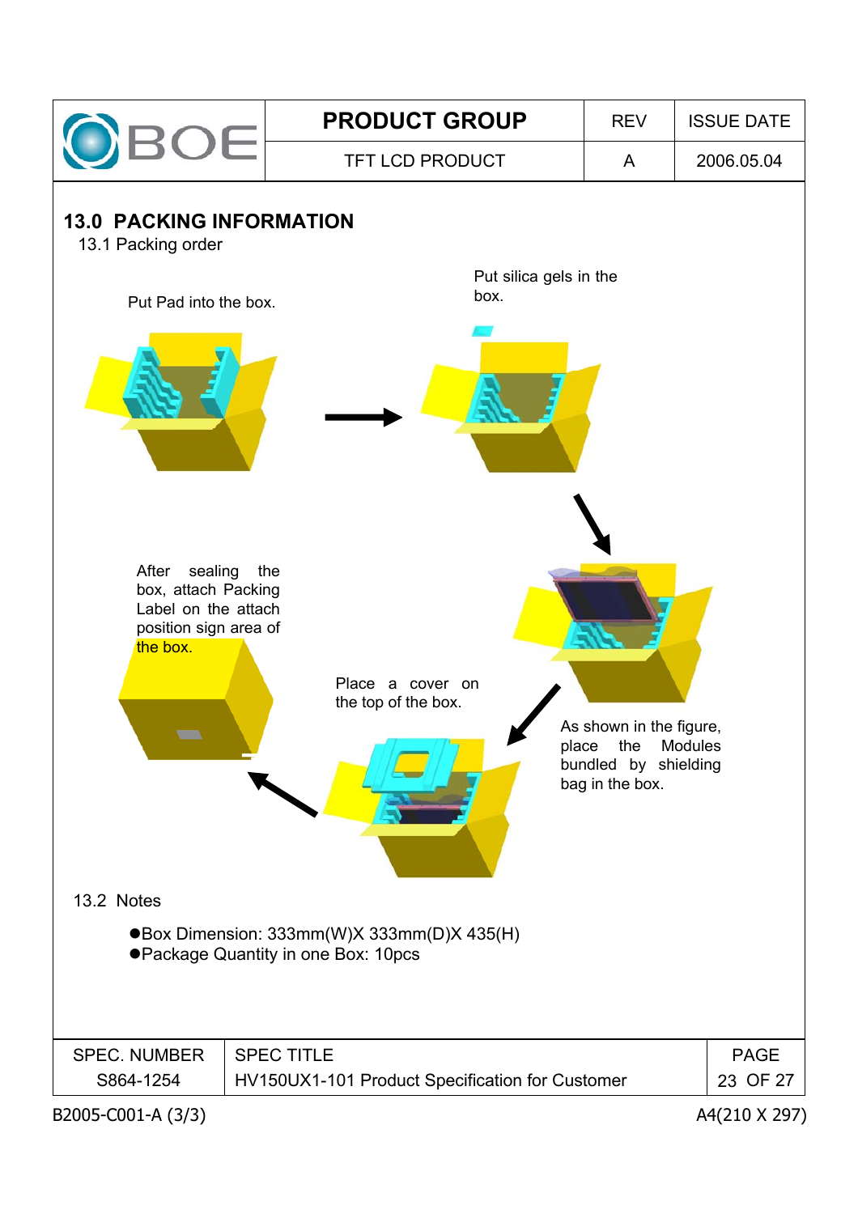## 13.0 PACKING INFORMATION

### 13.1 Packing order

Put Pad into the box.

Put silica gels in the box.

As shown in the figure, place the Modules bundled by shielding bag in the box.

Place a cover on the top of the box.

After sealing the box, attach Packing Label on the attach position sign area of the box.

### 13.2 Notes

- Box Dimension: 333mm(W)X 333mm(D)X 435(H)
- Package Quantity in one Box: 10pcs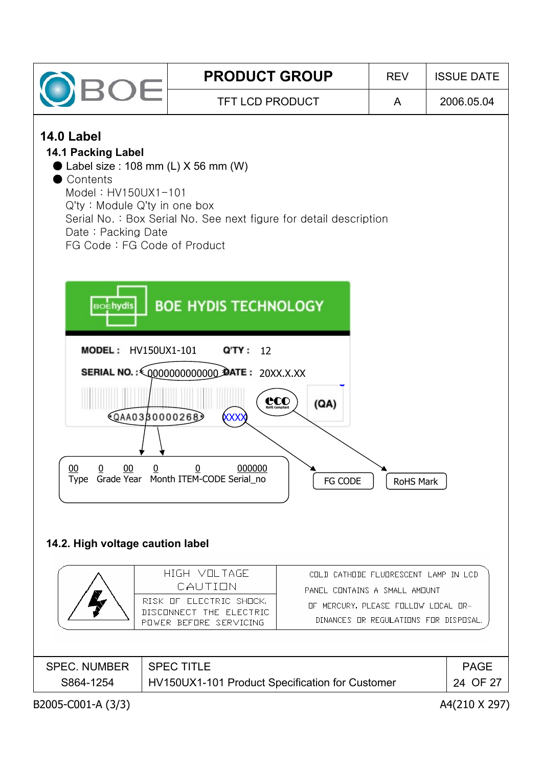## 14.0 Label

### 14.1 Packing Label

- Label size : 108 mm (L) X 56 mm (W)
- Contents

  Model : HV150UX1-101
  
  Q'ty : Module Q'ty in one box
  
  Serial No. : Box Serial No. See next figure for detail description
  
  Date : Packing Date
  
  FG Code : FG Code of Product

BOE HYDIS TECHNOLOGY

MODEL : HV150UX1-101 Q'TY : 12

SERIAL NO. : 0000000000000 DATE : 20XX.X.XX

QAA0330000268 XXXX (QA)

| 00 | 0 | 00 | 0 | 0 | 000000 |
|---|---|---|---|---|---|
| Type | Grade | Year | Month | ITEM-CODE | Serial_no |

FG CODE

RoHS Mark

### 14.2. High voltage caution label

| | HIGH VOLTAGE CAUTION | COLD CATHODE FLUORESCENT LAMP IN LCD PANEL CONTAINS A SMALL AMOUNT OF MERCURY. PLEASE FOLLOW LOCAL ORDINANCES OR REGULATIONS FOR DISPOSAL. |
|---|---|---|
| | RISK OF ELECTRIC SHOCK. DISCONNECT THE ELECTRIC POWER BEFORE SERVICING | |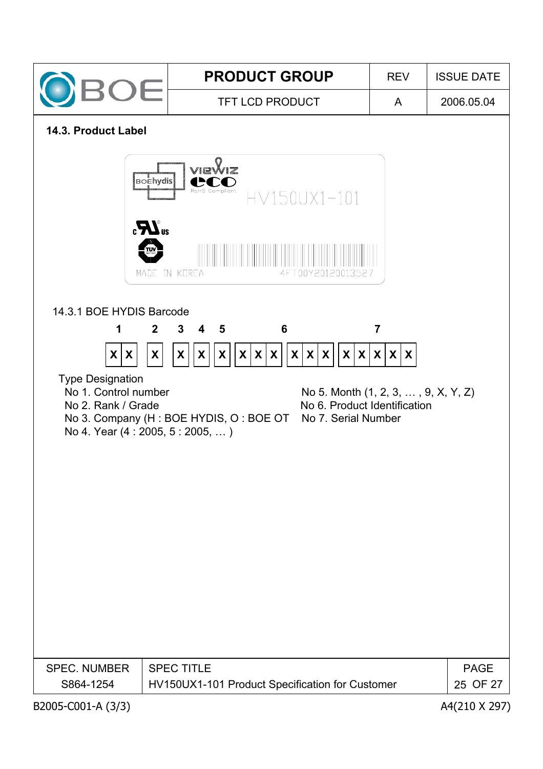### 14.3. Product Label

BOEhydis | VIEWIZ eco RoHS Compliant | HV150UX1-101

MADE IN KOREA | 4FT00Y20120013527

14.3.1 BOE HYDIS Barcode

| 1 | | 2 | 3 | 4 | 5 | 6 | | | | | | 7 | | | | |
|---|---|---|---|---|---|---|---|---|---|---|---|---|---|---|---|---|
| X | X | X | X | X | X | X | X | X | X | X | X | X | X | X | X | X |

Type Designation

- No 1. Control number
- No 2. Rank / Grade
- No 3. Company (H : BOE HYDIS, O : BOE OT
- No 4. Year (4 : 2005, 5 : 2005, … )
- No 5. Month (1, 2, 3, … , 9, X, Y, Z)
- No 6. Product Identification
- No 7. Serial Number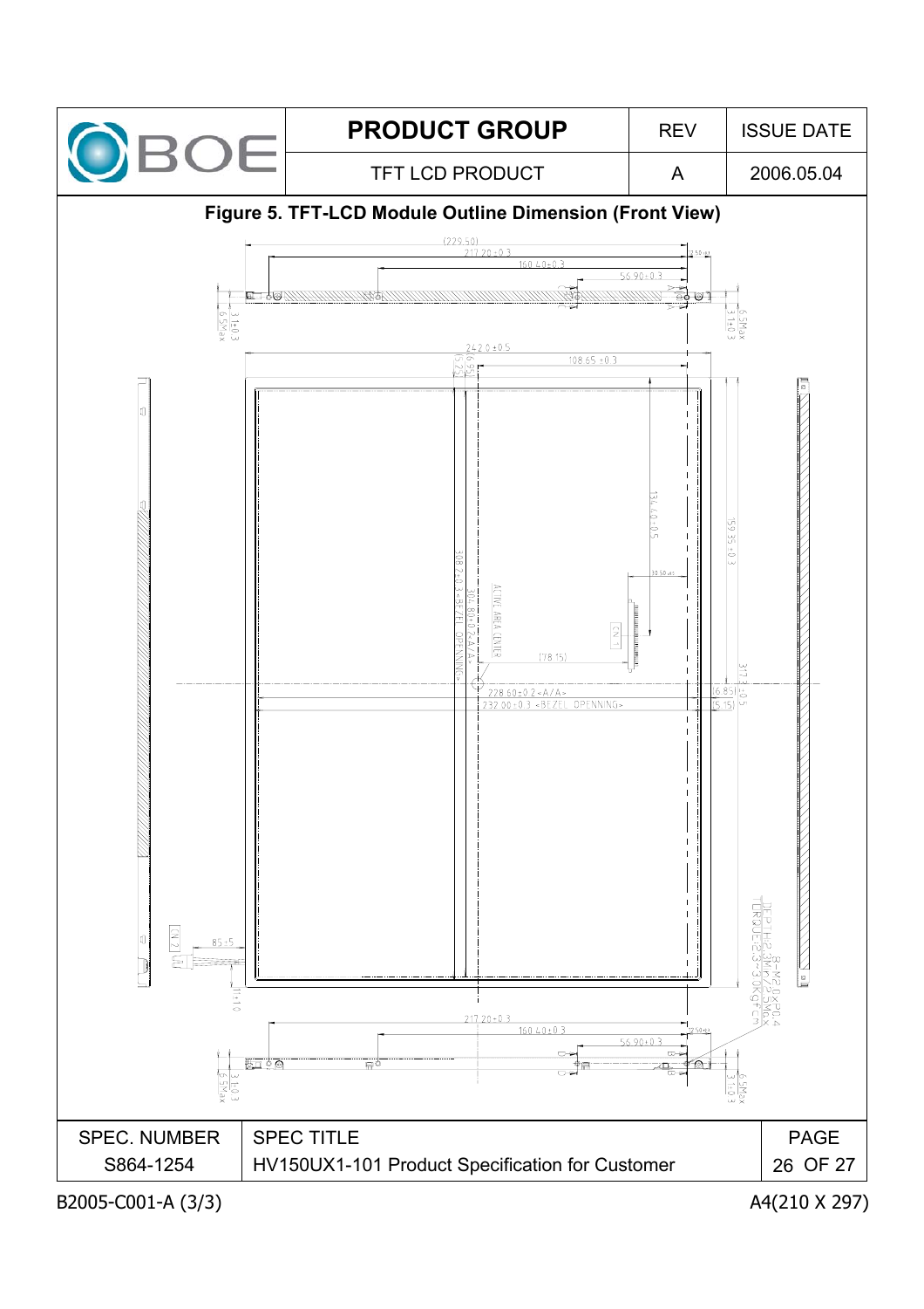# Figure 5. TFT-LCD Module Outline Dimension (Front View)

(229.50)

217.20±0.3

160.40±0.3

56.90±0.3

7.50±0.3

3.1±0.3

6.5Max

242.0±0.5

108.65±0.3

(6.95)

(5.25)

134.40±0.5

159.35±0.3

30.50±0.3

308.2±0.3 <BEZEL OPENNING>

304.80±0.2 <A/A>

ACTIVE AREA CENTER

CN 1

(78.15)

317.3±0.5

16.85

5.15

228.60±0.2 <A/A>

232.00±0.3 <BEZEL OPENNING>

CN 2

85±5

11±1.0

DEPTH:2.3Min/2.5Max

TORQUE:2.3~3.0Kgf.cm

8-M2.0xP0.4

217.20±0.3

160.40±0.3

56.90±0.3

7.50±0.3

3.1±0.3

6.5Max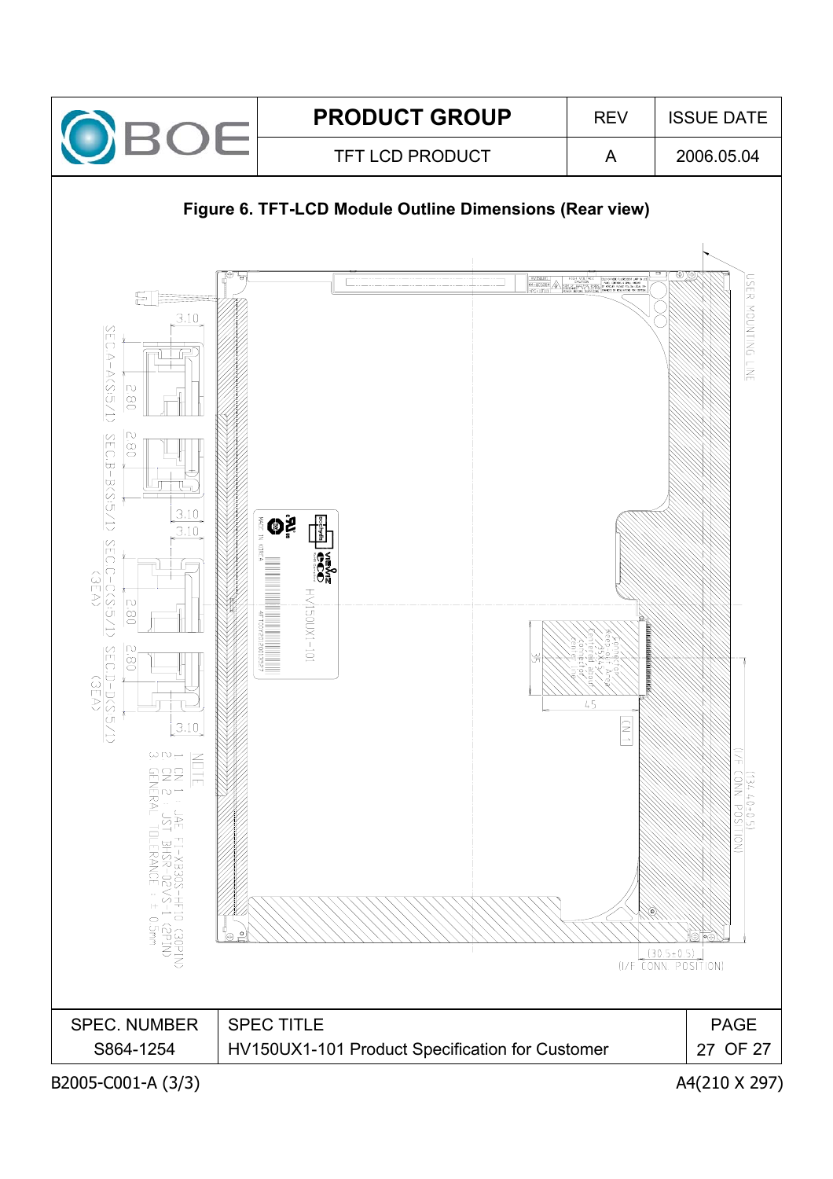**Figure 6. TFT-LCD Module Outline Dimensions (Rear view)**

USER MOUNTING LINE

SEC.A-A(S:5/1)

SEC.B-B(S:5/1)

SEC.C-C(S:5/1) (3EA)

SEC.D-D(S:5/1) (3EA)

3.10

2.80

NOTE

1. CN 1 : JAE FI-XB30S-HF10 (30PIN)
2. CN 2 : JST BHSR-02VS-1 (2PIN)
3. GENERAL TOLERANCE : ± 0.5mm

HV150UX1-101

MADE IN KOREA

Connector Keep out Area (35X45) Centered about connector

35

45

CN 1

(134.40±0.5) (I/F CONN POSITION)

(30.5±0.5) (I/F CONN POSITION)